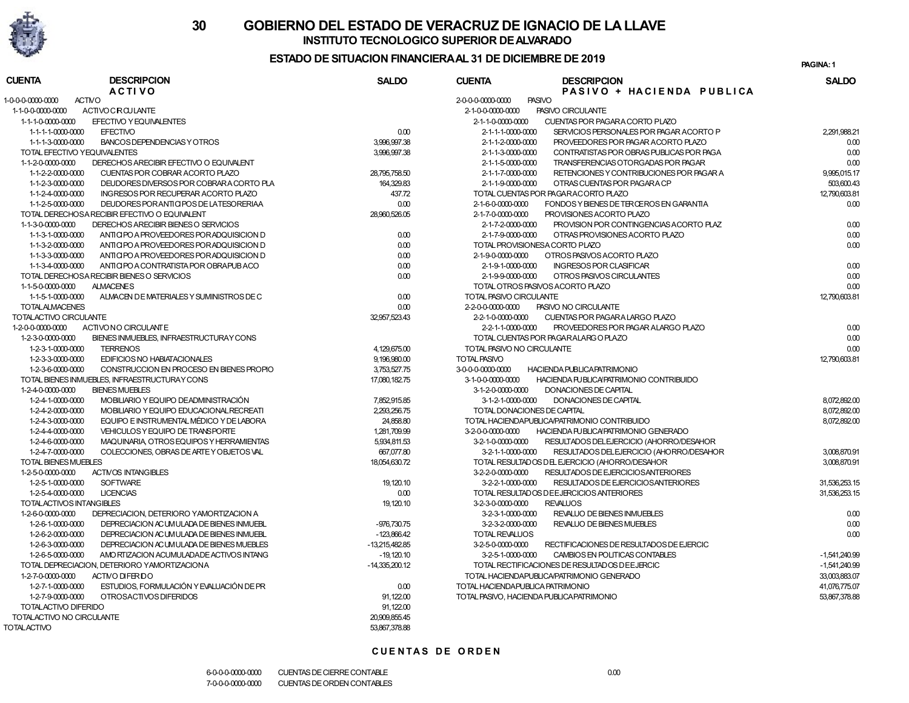# GOBIERNO DEL ESTADO DE VERACRUZ DE IGNACIO DE LA LLAVE

## INSTITUTO TECNOLOGICO SUPERIOR DE ALVARADO

### ESTADO DE SITUACION FINANCIERA AL 31 DE DICIEMBRE DE 2019

PAGINA: 1

| CUENTA | DESCRIPCION | SALDO |
|---|---|---|
| | **A C T I V O** | |
| 1-0-0-0-0000-0000 | ACTIVO | |
| 1-1-0-0-0000-0000 | ACTIVO CIRCULANTE | |
| 1-1-1-0-0000-0000 | EFECTIVO Y EQUIVALENTES | |
| 1-1-1-1-0000-0000 | EFECTIVO | 0.00 |
| 1-1-1-3-0000-0000 | BANCOS DEPENDENCIAS Y OTROS | 3,996,997.38 |
| TOTAL EFECTIVO Y EQUIVALENTES | | 3,996,997.38 |
| 1-1-2-0-0000-0000 | DERECHOS A RECIBIR EFECTIVO O EQUIVALENT | |
| 1-1-2-2-0000-0000 | CUENTAS POR COBRAR A CORTO PLAZO | 28,795,758.50 |
| 1-1-2-3-0000-0000 | DEUDORES DIVERSOS POR COBRAR A CORTO PLA | 164,329.83 |
| 1-1-2-4-0000-0000 | INGRESOS POR RECUPERAR A CORTO PLAZO | 437.72 |
| 1-1-2-5-0000-0000 | DEUDORES POR ANTICIPOS DE LA TESORERIA A | 0.00 |
| TOTAL DERECHOS A RECIBIR EFECTIVO O EQUIVALENT | | 28,960,526.05 |
| 1-1-3-0-0000-0000 | DERECHOS A RECIBIR BIENES O SERVICIOS | |
| 1-1-3-1-0000-0000 | ANTICIPO A PROVEEDORES POR ADQUISICION D | 0.00 |
| 1-1-3-2-0000-0000 | ANTICIPO A PROVEEDORES POR ADQUISICION D | 0.00 |
| 1-1-3-3-0000-0000 | ANTICIPO A PROVEEDORES POR ADQUISICION D | 0.00 |
| 1-1-3-4-0000-0000 | ANTICIPO A CONTRATISTA POR OBRA PUB A CO | 0.00 |
| TOTAL DERECHOS A RECIBIR BIENES O SERVICIOS | | 0.00 |
| 1-1-5-0-0000-0000 | ALMACENES | |
| 1-1-5-1-0000-0000 | ALMACEN DE MATERIALES Y SUMINISTROS DE C | 0.00 |
| TOTAL ALMACENES | | 0.00 |
| TOTAL ACTIVO CIRCULANTE | | 32,957,523.43 |
| 1-2-0-0-0000-0000 | ACTIVO NO CIRCULANTE | |
| 1-2-3-0-0000-0000 | BIENES INMUEBLES, INFRAESTRUCTURA Y CONS | |
| 1-2-3-1-0000-0000 | TERRENOS | 4,129,675.00 |
| 1-2-3-3-0000-0000 | EDIFICIOS NO HABITACIONALES | 9,196,980.00 |
| 1-2-3-6-0000-0000 | CONSTRUCCION EN PROCESO EN BIENES PROPIO | 3,753,527.75 |
| TOTAL BIENES INMUEBLES, INFRAESTRUCTURA Y CONS | | 17,080,182.75 |
| 1-2-4-0-0000-0000 | BIENES MUEBLES | |
| 1-2-4-1-0000-0000 | MOBILIARIO Y EQUIPO DE ADMINISTRACIÓN | 7,852,915.85 |
| 1-2-4-2-0000-0000 | MOBILIARIO Y EQUIPO EDUCACIONAL RECREATI | 2,293,256.75 |
| 1-2-4-3-0000-0000 | EQUIPO E INSTRUMENTAL MÉDICO Y DE LABORA | 24,858.80 |
| 1-2-4-4-0000-0000 | VEHICULOS Y EQUIPO DE TRANSPORTE | 1,281,709.99 |
| 1-2-4-6-0000-0000 | MAQUINARIA, OTROS EQUIPOS Y HERRAMIENTAS | 5,934,811.53 |
| 1-2-4-7-0000-0000 | COLECCIONES, OBRAS DE ARTE Y OBJETOS VAL | 667,077.80 |
| TOTAL BIENES MUEBLES | | 18,054,630.72 |
| 1-2-5-0-0000-0000 | ACTIVOS INTANGIBLES | |
| 1-2-5-1-0000-0000 | SOFTWARE | 19,120.10 |
| 1-2-5-4-0000-0000 | LICENCIAS | 0.00 |
| TOTAL ACTIVOS INTANGIBLES | | 19,120.10 |
| 1-2-6-0-0000-0000 | DEPRECIACION, DETERIORO Y AMORTIZACION A | |
| 1-2-6-1-0000-0000 | DEPRECIACION ACUMULADA DE BIENES INMUEBL | -976,730.75 |
| 1-2-6-2-0000-0000 | DEPRECIACION ACUMULADA DE BIENES INMUEBL | -123,866.42 |
| 1-2-6-3-0000-0000 | DEPRECIACION ACUMULADA DE BIENES MUEBLES | -13,215,482.85 |
| 1-2-6-5-0000-0000 | AMORTIZACION ACUMULADA DE ACTIVOS INTANG | -19,120.10 |
| TOTAL DEPRECIACION, DETERIORO Y AMORTIZACION A | | -14,335,200.12 |
| 1-2-7-0-0000-0000 | ACTIVO DIFERIDO | |
| 1-2-7-1-0000-0000 | ESTUDIOS, FORMULACIÓN Y EVALUACIÓN DE PR | 0.00 |
| 1-2-7-9-0000-0000 | OTROS ACTIVOS DIFERIDOS | 91,122.00 |
| TOTAL ACTIVO DIFERIDO | | 91,122.00 |
| TOTAL ACTIVO NO CIRCULANTE | | 20,909,855.45 |
| TOTAL ACTIVO | | 53,867,378.88 |

| CUENTA | DESCRIPCION | SALDO |
|---|---|---|
| | **P A S I V O + H A C I E N D A P U B L I C A** | |
| 2-0-0-0-0000-0000 | PASIVO | |
| 2-1-0-0-0000-0000 | PASIVO CIRCULANTE | |
| 2-1-1-0-0000-0000 | CUENTAS POR PAGAR A CORTO PLAZO | |
| 2-1-1-1-0000-0000 | SERVICIOS PERSONALES POR PAGAR A CORTO P | 2,291,988.21 |
| 2-1-1-2-0000-0000 | PROVEEDORES POR PAGAR A CORTO PLAZO | 0.00 |
| 2-1-1-3-0000-0000 | CONTRATISTAS POR OBRAS PUBLICAS POR PAGA | 0.00 |
| 2-1-1-5-0000-0000 | TRANSFERENCIAS OTORGADAS POR PAGAR | 0.00 |
| 2-1-1-7-0000-0000 | RETENCIONES Y CONTRIBUCIONES POR PAGAR A | 9,995,015.17 |
| 2-1-1-9-0000-0000 | OTRAS CUENTAS POR PAGAR A CP | 503,600.43 |
| TOTAL CUENTAS POR PAGAR A CORTO PLAZO | | 12,790,603.81 |
| 2-1-6-0-0000-0000 | FONDOS Y BIENES DE TERCEROS EN GARANTIA | 0.00 |
| 2-1-7-0-0000-0000 | PROVISIONES A CORTO PLAZO | |
| 2-1-7-2-0000-0000 | PROVISION POR CONTINGENCIAS A CORTO PLAZ | 0.00 |
| 2-1-7-9-0000-0000 | OTRAS PROVISIONES A CORTO PLAZO | 0.00 |
| TOTAL PROVISIONES A CORTO PLAZO | | 0.00 |
| 2-1-9-0-0000-0000 | OTROS PASIVOS A CORTO PLAZO | |
| 2-1-9-1-0000-0000 | INGRESOS POR CLASIFICAR | 0.00 |
| 2-1-9-9-0000-0000 | OTROS PASIVOS CIRCULANTES | 0.00 |
| TOTAL OTROS PASIVOS A CORTO PLAZO | | 0.00 |
| TOTAL PASIVO CIRCULANTE | | 12,790,603.81 |
| 2-2-0-0-0000-0000 | PASIVO NO CIRCULANTE | |
| 2-2-1-0-0000-0000 | CUENTAS POR PAGAR A LARGO PLAZO | |
| 2-2-1-1-0000-0000 | PROVEEDORES POR PAGAR A LARGO PLAZO | 0.00 |
| TOTAL CUENTAS POR PAGAR A LARGO PLAZO | | 0.00 |
| TOTAL PASIVO NO CIRCULANTE | | 0.00 |
| TOTAL PASIVO | | 12,790,603.81 |
| 3-0-0-0-0000-0000 | HACIENDA PUBLICA PATRIMONIO | |
| 3-1-0-0-0000-0000 | HACIENDA PUBLICA/PATRIMONIO CONTRIBUIDO | |
| 3-1-2-0-0000-0000 | DONACIONES DE CAPITAL | |
| 3-1-2-1-0000-0000 | DONACIONES DE CAPITAL | 8,072,892.00 |
| TOTAL DONACIONES DE CAPITAL | | 8,072,892.00 |
| TOTAL HACIENDA PUBLICA/PATRIMONIO CONTRIBUIDO | | 8,072,892.00 |
| 3-2-0-0-0000-0000 | HACIENDA PUBLICA/PATRIMONIO GENERADO | |
| 3-2-1-0-0000-0000 | RESULTADOS DEL EJERCICIO (AHORRO/DESAHOR | |
| 3-2-1-1-0000-0000 | RESULTADOS DEL EJERCICIO (AHORRO/DESAHOR | 3,008,870.91 |
| TOTAL RESULTADOS DEL EJERCICIO (AHORRO/DESAHOR | | 3,008,870.91 |
| 3-2-2-0-0000-0000 | RESULTADOS DE EJERCICIOS ANTERIORES | |
| 3-2-2-1-0000-0000 | RESULTADOS DE EJERCICIOS ANTERIORES | 31,536,253.15 |
| TOTAL RESULTADOS DE EJERCICIOS ANTERIORES | | 31,536,253.15 |
| 3-2-3-0-0000-0000 | REVALUOS | |
| 3-2-3-1-0000-0000 | REVALUO DE BIENES INMUEBLES | 0.00 |
| 3-2-3-2-0000-0000 | REVALUO DE BIENES MUEBLES | 0.00 |
| TOTAL REVALUOS | | 0.00 |
| 3-2-5-0-0000-0000 | RECTIFICACIONES DE RESULTADOS DE EJERCIC | |
| 3-2-5-1-0000-0000 | CAMBIOS EN POLITICAS CONTABLES | -1,541,240.99 |
| TOTAL RECTIFICACIONES DE RESULTADOS DE EJERCIC | | -1,541,240.99 |
| TOTAL HACIENDA PUBLICA/PATRIMONIO GENERADO | | 33,003,883.07 |
| TOTAL HACIENDA PUBLICA PATRIMONIO | | 41,076,775.07 |
| TOTAL PASIVO, HACIENDA PUBLICA PATRIMONIO | | 53,867,378.88 |

## C U E N T A S D E O R D E N

| CUENTA | DESCRIPCION | SALDO |
|---|---|---|
| 6-0-0-0-0000-0000 | CUENTAS DE CIERRE CONTABLE | 0.00 |
| 7-0-0-0-0000-0000 | CUENTAS DE ORDEN CONTABLES | |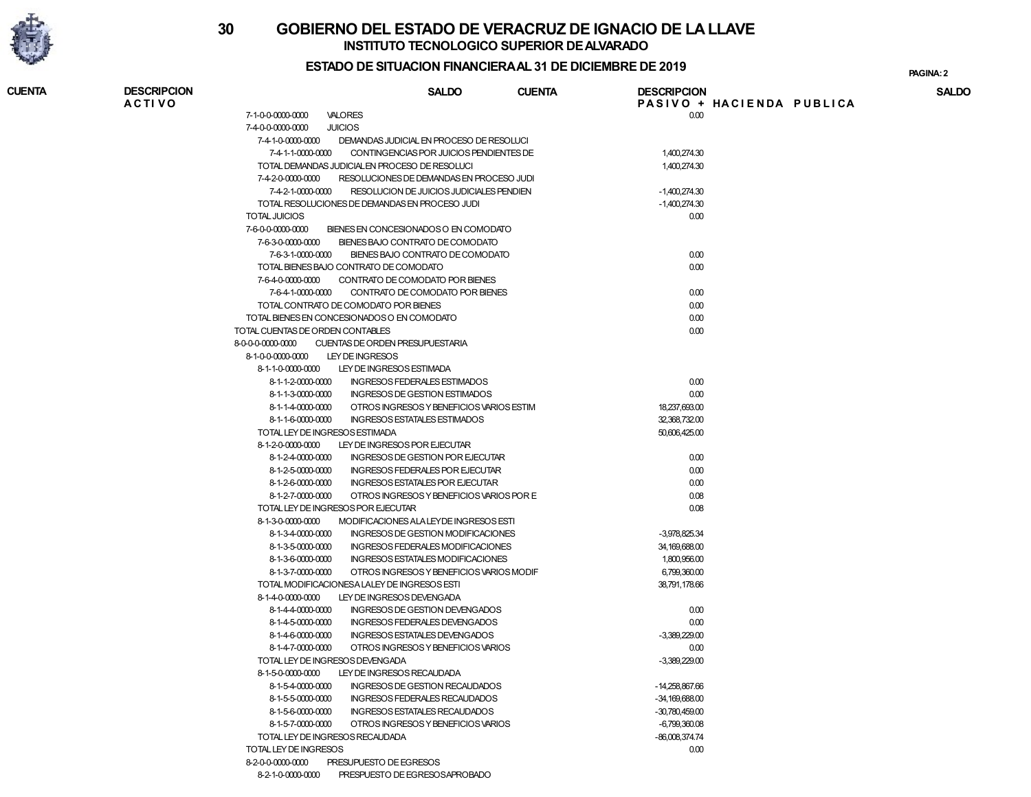# GOBIERNO DEL ESTADO DE VERACRUZ DE IGNACIO DE LA LLAVE

## INSTITUTO TECNOLOGICO SUPERIOR DE ALVARADO

### ESTADO DE SITUACION FINANCIERA AL 31 DE DICIEMBRE DE 2019

| CUENTA | DESCRIPCION ACTIVO | SALDO | CUENTA | DESCRIPCION PASIVO + HACIENDA PUBLICA | SALDO |
|---|---|---|---|---|---|

| CUENTA | DESCRIPCION | SALDO |
|---|---|---|
| 7-1-0-0-0000-0000 | VALORES | 0.00 |
| 7-4-0-0-0000-0000 | JUICIOS | |
| 7-4-1-0-0000-0000 | DEMANDAS JUDICIAL EN PROCESO DE RESOLUCI | |
| 7-4-1-1-0000-0000 | CONTINGENCIAS POR JUICIOS PENDIENTES DE | 1,400,274.30 |
| | TOTAL DEMANDAS JUDICIAL EN PROCESO DE RESOLUCI | 1,400,274.30 |
| 7-4-2-0-0000-0000 | RESOLUCIONES DE DEMANDAS EN PROCESO JUDI | |
| 7-4-2-1-0000-0000 | RESOLUCION DE JUICIOS JUDICIALES PENDIEN | -1,400,274.30 |
| | TOTAL RESOLUCIONES DE DEMANDAS EN PROCESO JUDI | -1,400,274.30 |
| | TOTAL JUICIOS | 0.00 |
| 7-6-0-0-0000-0000 | BIENES EN CONCESIONADOS O EN COMODATO | |
| 7-6-3-0-0000-0000 | BIENES BAJO CONTRATO DE COMODATO | |
| 7-6-3-1-0000-0000 | BIENES BAJO CONTRATO DE COMODATO | 0.00 |
| | TOTAL BIENES BAJO CONTRATO DE COMODATO | 0.00 |
| 7-6-4-0-0000-0000 | CONTRATO DE COMODATO POR BIENES | |
| 7-6-4-1-0000-0000 | CONTRATO DE COMODATO POR BIENES | 0.00 |
| | TOTAL CONTRATO DE COMODATO POR BIENES | 0.00 |
| | TOTAL BIENES EN CONCESIONADOS O EN COMODATO | 0.00 |
| | TOTAL CUENTAS DE ORDEN CONTABLES | 0.00 |
| 8-0-0-0-0000-0000 | CUENTAS DE ORDEN PRESUPUESTARIA | |
| 8-1-0-0-0000-0000 | LEY DE INGRESOS | |
| 8-1-1-0-0000-0000 | LEY DE INGRESOS ESTIMADA | |
| 8-1-1-2-0000-0000 | INGRESOS FEDERALES ESTIMADOS | 0.00 |
| 8-1-1-3-0000-0000 | INGRESOS DE GESTION ESTIMADOS | 0.00 |
| 8-1-1-4-0000-0000 | OTROS INGRESOS Y BENEFICIOS VARIOS ESTIM | 18,237,693.00 |
| 8-1-1-6-0000-0000 | INGRESOS ESTATALES ESTIMADOS | 32,368,732.00 |
| | TOTAL LEY DE INGRESOS ESTIMADA | 50,606,425.00 |
| 8-1-2-0-0000-0000 | LEY DE INGRESOS POR EJECUTAR | |
| 8-1-2-4-0000-0000 | INGRESOS DE GESTION POR EJECUTAR | 0.00 |
| 8-1-2-5-0000-0000 | INGRESOS FEDERALES POR EJECUTAR | 0.00 |
| 8-1-2-6-0000-0000 | INGRESOS ESTATALES POR EJECUTAR | 0.00 |
| 8-1-2-7-0000-0000 | OTROS INGRESOS Y BENEFICIOS VARIOS POR E | 0.08 |
| | TOTAL LEY DE INGRESOS POR EJECUTAR | 0.08 |
| 8-1-3-0-0000-0000 | MODIFICACIONES A LA LEY DE INGRESOS ESTI | |
| 8-1-3-4-0000-0000 | INGRESOS DE GESTION MODIFICACIONES | -3,978,825.34 |
| 8-1-3-5-0000-0000 | INGRESOS FEDERALES MODIFICACIONES | 34,169,688.00 |
| 8-1-3-6-0000-0000 | INGRESOS ESTATALES MODIFICACIONES | 1,800,956.00 |
| 8-1-3-7-0000-0000 | OTROS INGRESOS Y BENEFICIOS VARIOS MODIF | 6,799,360.00 |
| | TOTAL MODIFICACIONES A LA LEY DE INGRESOS ESTI | 38,791,178.66 |
| 8-1-4-0-0000-0000 | LEY DE INGRESOS DEVENGADA | |
| 8-1-4-4-0000-0000 | INGRESOS DE GESTION DEVENGADOS | 0.00 |
| 8-1-4-5-0000-0000 | INGRESOS FEDERALES DEVENGADOS | 0.00 |
| 8-1-4-6-0000-0000 | INGRESOS ESTATALES DEVENGADOS | -3,389,229.00 |
| 8-1-4-7-0000-0000 | OTROS INGRESOS Y BENEFICIOS VARIOS | 0.00 |
| | TOTAL LEY DE INGRESOS DEVENGADA | -3,389,229.00 |
| 8-1-5-0-0000-0000 | LEY DE INGRESOS RECAUDADA | |
| 8-1-5-4-0000-0000 | INGRESOS DE GESTION RECAUDADOS | -14,258,867.66 |
| 8-1-5-5-0000-0000 | INGRESOS FEDERALES RECAUDADOS | -34,169,688.00 |
| 8-1-5-6-0000-0000 | INGRESOS ESTATALES RECAUDADOS | -30,780,459.00 |
| 8-1-5-7-0000-0000 | OTROS INGRESOS Y BENEFICIOS VARIOS | -6,799,360.08 |
| | TOTAL LEY DE INGRESOS RECAUDADA | -86,008,374.74 |
| | TOTAL LEY DE INGRESOS | 0.00 |
| 8-2-0-0-0000-0000 | PRESUPUESTO DE EGRESOS | |
| 8-2-1-0-0000-0000 | PRESPUESTO DE EGRESOS APROBADO | |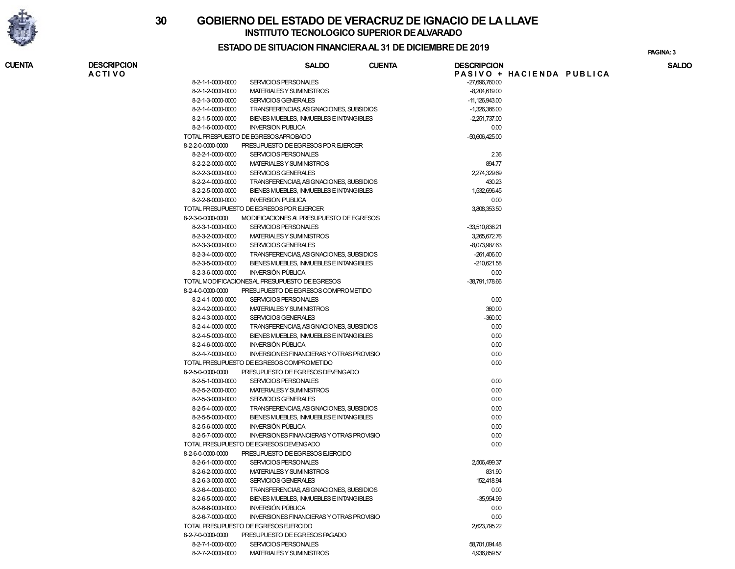# GOBIERNO DEL ESTADO DE VERACRUZ DE IGNACIO DE LA LLAVE

## INSTITUTO TECNOLOGICO SUPERIOR DE ALVARADO

### ESTADO DE SITUACION FINANCIERA AL 31 DE DICIEMBRE DE 2019

| CUENTA | DESCRIPCION | SALDO |
|---|---|---|
| | **PASIVO + HACIENDA PUBLICA** | |
| 8-2-1-1-0000-0000 | SERVICIOS PERSONALES | -27,696,760.00 |
| 8-2-1-2-0000-0000 | MATERIALES Y SUMINISTROS | -8,204,619.00 |
| 8-2-1-3-0000-0000 | SERVICIOS GENERALES | -11,126,943.00 |
| 8-2-1-4-0000-0000 | TRANSFERENCIAS, ASIGNACIONES, SUBSIDIOS | -1,326,366.00 |
| 8-2-1-5-0000-0000 | BIENES MUEBLES, INMUEBLES E INTANGIBLES | -2,251,737.00 |
| 8-2-1-6-0000-0000 | INVERSION PUBLICA | 0.00 |
| TOTAL PRESPUESTO DE EGRESOS APROBADO | | -50,606,425.00 |
| 8-2-2-0-0000-0000 | PRESUPUESTO DE EGRESOS POR EJERCER | |
| 8-2-2-1-0000-0000 | SERVICIOS PERSONALES | 2.36 |
| 8-2-2-2-0000-0000 | MATERIALES Y SUMINISTROS | 894.77 |
| 8-2-2-3-0000-0000 | SERVICIOS GENERALES | 2,274,329.69 |
| 8-2-2-4-0000-0000 | TRANSFERENCIAS, ASIGNACIONES, SUBSIDIOS | 430.23 |
| 8-2-2-5-0000-0000 | BIENES MUEBLES, INMUEBLES E INTANGIBLES | 1,532,696.45 |
| 8-2-2-6-0000-0000 | INVERSION PUBLICA | 0.00 |
| TOTAL PRESUPUESTO DE EGRESOS POR EJERCER | | 3,808,353.50 |
| 8-2-3-0-0000-0000 | MODIFICACIONES AL PRESUPUESTO DE EGRESOS | |
| 8-2-3-1-0000-0000 | SERVICIOS PERSONALES | -33,510,836.21 |
| 8-2-3-2-0000-0000 | MATERIALES Y SUMINISTROS | 3,265,672.76 |
| 8-2-3-3-0000-0000 | SERVICIOS GENERALES | -8,073,987.63 |
| 8-2-3-4-0000-0000 | TRANSFERENCIAS, ASIGNACIONES, SUBSIDIOS | -261,406.00 |
| 8-2-3-5-0000-0000 | BIENES MUEBLES, INMUEBLES E INTANGIBLES | -210,621.58 |
| 8-2-3-6-0000-0000 | INVERSIÓN PÚBLICA | 0.00 |
| TOTAL MODIFICACIONES AL PRESUPUESTO DE EGRESOS | | -38,791,178.66 |
| 8-2-4-0-0000-0000 | PRESUPUESTO DE EGRESOS COMPROMETIDO | |
| 8-2-4-1-0000-0000 | SERVICIOS PERSONALES | 0.00 |
| 8-2-4-2-0000-0000 | MATERIALES Y SUMINISTROS | 360.00 |
| 8-2-4-3-0000-0000 | SERVICIOS GENERALES | -360.00 |
| 8-2-4-4-0000-0000 | TRANSFERENCIAS, ASIGNACIONES, SUBSIDIOS | 0.00 |
| 8-2-4-5-0000-0000 | BIENES MUEBLES, INMUEBLES E INTANGIBLES | 0.00 |
| 8-2-4-6-0000-0000 | INVERSIÓN PÚBLICA | 0.00 |
| 8-2-4-7-0000-0000 | INVERSIONES FINANCIERAS Y OTRAS PROVISIO | 0.00 |
| TOTAL PRESUPUESTO DE EGRESOS COMPROMETIDO | | 0.00 |
| 8-2-5-0-0000-0000 | PRESUPUESTO DE EGRESOS DEVENGADO | |
| 8-2-5-1-0000-0000 | SERVICIOS PERSONALES | 0.00 |
| 8-2-5-2-0000-0000 | MATERIALES Y SUMINISTROS | 0.00 |
| 8-2-5-3-0000-0000 | SERVICIOS GENERALES | 0.00 |
| 8-2-5-4-0000-0000 | TRANSFERENCIAS, ASIGNACIONES, SUBSIDIOS | 0.00 |
| 8-2-5-5-0000-0000 | BIENES MUEBLES, INMUEBLES E INTANGIBLES | 0.00 |
| 8-2-5-6-0000-0000 | INVERSIÓN PÚBLICA | 0.00 |
| 8-2-5-7-0000-0000 | INVERSIONES FINANCIERAS Y OTRAS PROVISIO | 0.00 |
| TOTAL PRESUPUESTO DE EGRESOS DEVENGADO | | 0.00 |
| 8-2-6-0-0000-0000 | PRESUPUESTO DE EGRESOS EJERCIDO | |
| 8-2-6-1-0000-0000 | SERVICIOS PERSONALES | 2,506,499.37 |
| 8-2-6-2-0000-0000 | MATERIALES Y SUMINISTROS | 831.90 |
| 8-2-6-3-0000-0000 | SERVICIOS GENERALES | 152,418.94 |
| 8-2-6-4-0000-0000 | TRANSFERENCIAS, ASIGNACIONES, SUBSIDIOS | 0.00 |
| 8-2-6-5-0000-0000 | BIENES MUEBLES, INMUEBLES E INTANGIBLES | -35,954.99 |
| 8-2-6-6-0000-0000 | INVERSIÓN PÚBLICA | 0.00 |
| 8-2-6-7-0000-0000 | INVERSIONES FINANCIERAS Y OTRAS PROVISIO | 0.00 |
| TOTAL PRESUPUESTO DE EGRESOS EJERCIDO | | 2,623,795.22 |
| 8-2-7-0-0000-0000 | PRESUPUESTO DE EGRESOS PAGADO | |
| 8-2-7-1-0000-0000 | SERVICIOS PERSONALES | 58,701,094.48 |
| 8-2-7-2-0000-0000 | MATERIALES Y SUMINISTROS | 4,936,859.57 |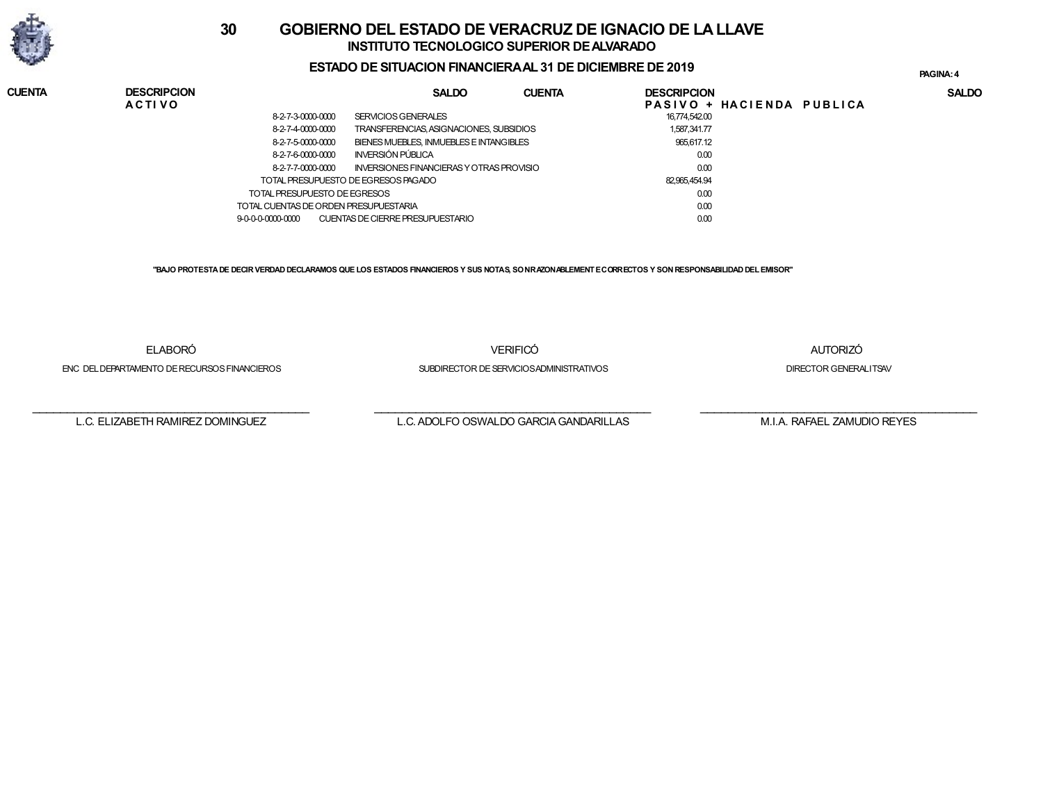# GOBIERNO DEL ESTADO DE VERACRUZ DE IGNACIO DE LA LLAVE

## INSTITUTO TECNOLOGICO SUPERIOR DE ALVARADO

### ESTADO DE SITUACION FINANCIERA AL 31 DE DICIEMBRE DE 2019

| CUENTA | DESCRIPCION | SALDO |
|---|---|---|
| 8-2-7-3-0000-0000 | SERVICIOS GENERALES | 16,774,542.00 |
| 8-2-7-4-0000-0000 | TRANSFERENCIAS, ASIGNACIONES, SUBSIDIOS | 1,587,341.77 |
| 8-2-7-5-0000-0000 | BIENES MUEBLES, INMUEBLES E INTANGIBLES | 965,617.12 |
| 8-2-7-6-0000-0000 | INVERSIÓN PÚBLICA | 0.00 |
| 8-2-7-7-0000-0000 | INVERSIONES FINANCIERAS Y OTRAS PROVISIO | 0.00 |
| | TOTAL PRESUPUESTO DE EGRESOS PAGADO | 82,965,454.94 |
| | TOTAL PRESUPUESTO DE EGRESOS | 0.00 |
| | TOTAL CUENTAS DE ORDEN PRESUPUESTARIA | 0.00 |
| 9-0-0-0-0000-0000 | CUENTAS DE CIERRE PRESUPUESTARIO | 0.00 |

**"BAJO PROTESTA DE DECIR VERDAD DECLARAMOS QUE LOS ESTADOS FINANCIEROS Y SUS NOTAS, SON RAZONABLEMENTE CORRECTOS Y SON RESPONSABILIDAD DEL EMISOR"**

| ELABORÓ | VERIFICÓ | AUTORIZÓ |
|---|---|---|
| ENC DEL DEPARTAMENTO DE RECURSOS FINANCIEROS | SUBDIRECTOR DE SERVICIOS ADMINISTRATIVOS | DIRECTOR GENERAL ITSAV |
| L.C. ELIZABETH RAMIREZ DOMINGUEZ | L.C. ADOLFO OSWALDO GARCIA GANDARILLAS | M.I.A. RAFAEL ZAMUDIO REYES |